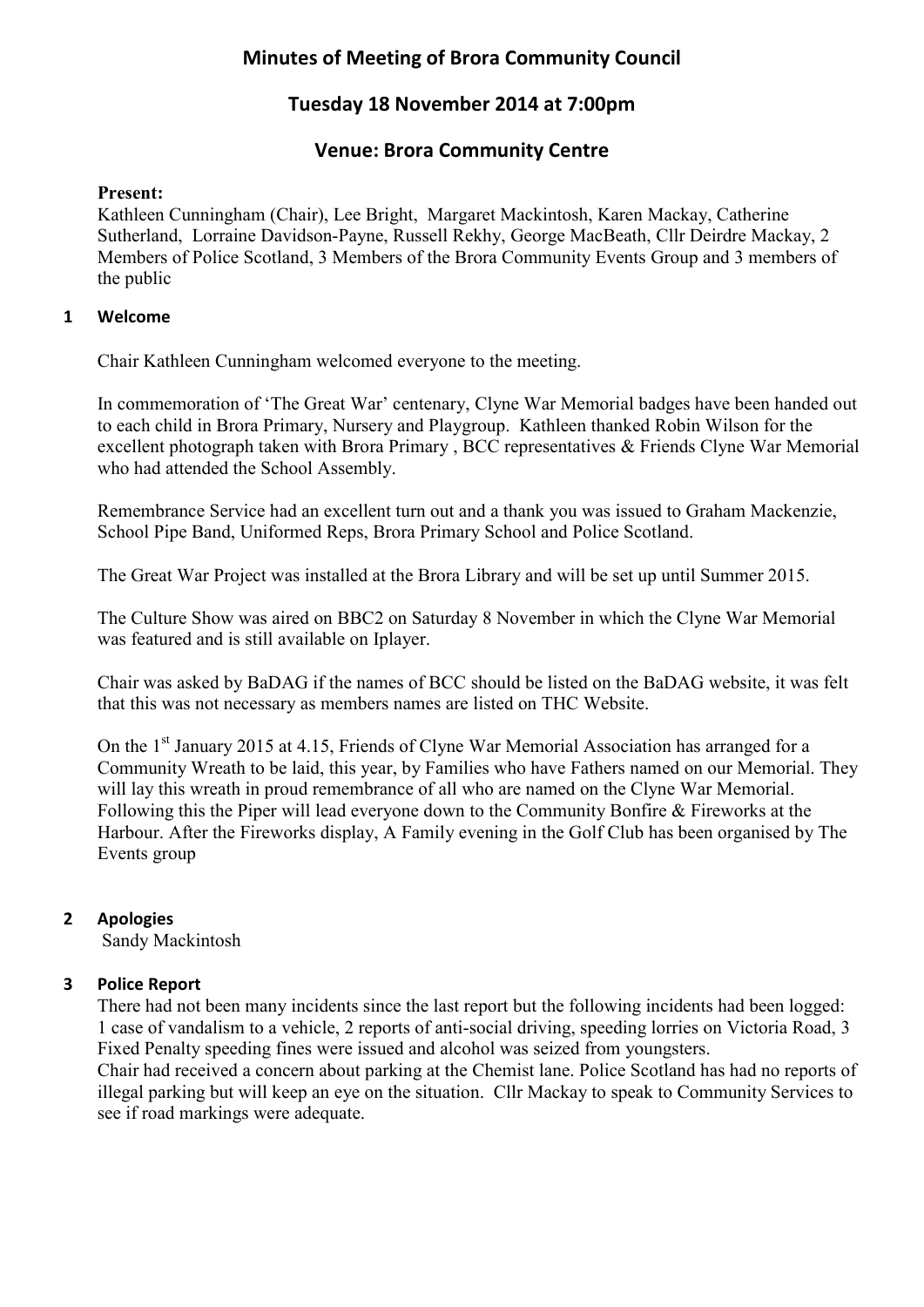# Minutes of Meeting of Brora Community Council

## Tuesday 18 November 2014 at 7:00pm

## Venue: Brora Community Centre

**Present:**
Kathleen Cunningham (Chair), Lee Bright, Margaret Mackintosh, Karen Mackay, Catherine Sutherland, Lorraine Davidson-Payne, Russell Rekhy, George MacBeath, Cllr Deirdre Mackay, 2 Members of Police Scotland, 3 Members of the Brora Community Events Group and 3 members of the public

### 1 Welcome

Chair Kathleen Cunningham welcomed everyone to the meeting.

In commemoration of 'The Great War' centenary, Clyne War Memorial badges have been handed out to each child in Brora Primary, Nursery and Playgroup. Kathleen thanked Robin Wilson for the excellent photograph taken with Brora Primary , BCC representatives & Friends Clyne War Memorial who had attended the School Assembly.

Remembrance Service had an excellent turn out and a thank you was issued to Graham Mackenzie, School Pipe Band, Uniformed Reps, Brora Primary School and Police Scotland.

The Great War Project was installed at the Brora Library and will be set up until Summer 2015.

The Culture Show was aired on BBC2 on Saturday 8 November in which the Clyne War Memorial was featured and is still available on Iplayer.

Chair was asked by BaDAG if the names of BCC should be listed on the BaDAG website, it was felt that this was not necessary as members names are listed on THC Website.

On the 1st January 2015 at 4.15, Friends of Clyne War Memorial Association has arranged for a Community Wreath to be laid, this year, by Families who have Fathers named on our Memorial. They will lay this wreath in proud remembrance of all who are named on the Clyne War Memorial. Following this the Piper will lead everyone down to the Community Bonfire & Fireworks at the Harbour. After the Fireworks display, A Family evening in the Golf Club has been organised by The Events group

### 2 Apologies

Sandy Mackintosh

### 3 Police Report

There had not been many incidents since the last report but the following incidents had been logged: 1 case of vandalism to a vehicle, 2 reports of anti-social driving, speeding lorries on Victoria Road, 3 Fixed Penalty speeding fines were issued and alcohol was seized from youngsters.
Chair had received a concern about parking at the Chemist lane. Police Scotland has had no reports of illegal parking but will keep an eye on the situation. Cllr Mackay to speak to Community Services to see if road markings were adequate.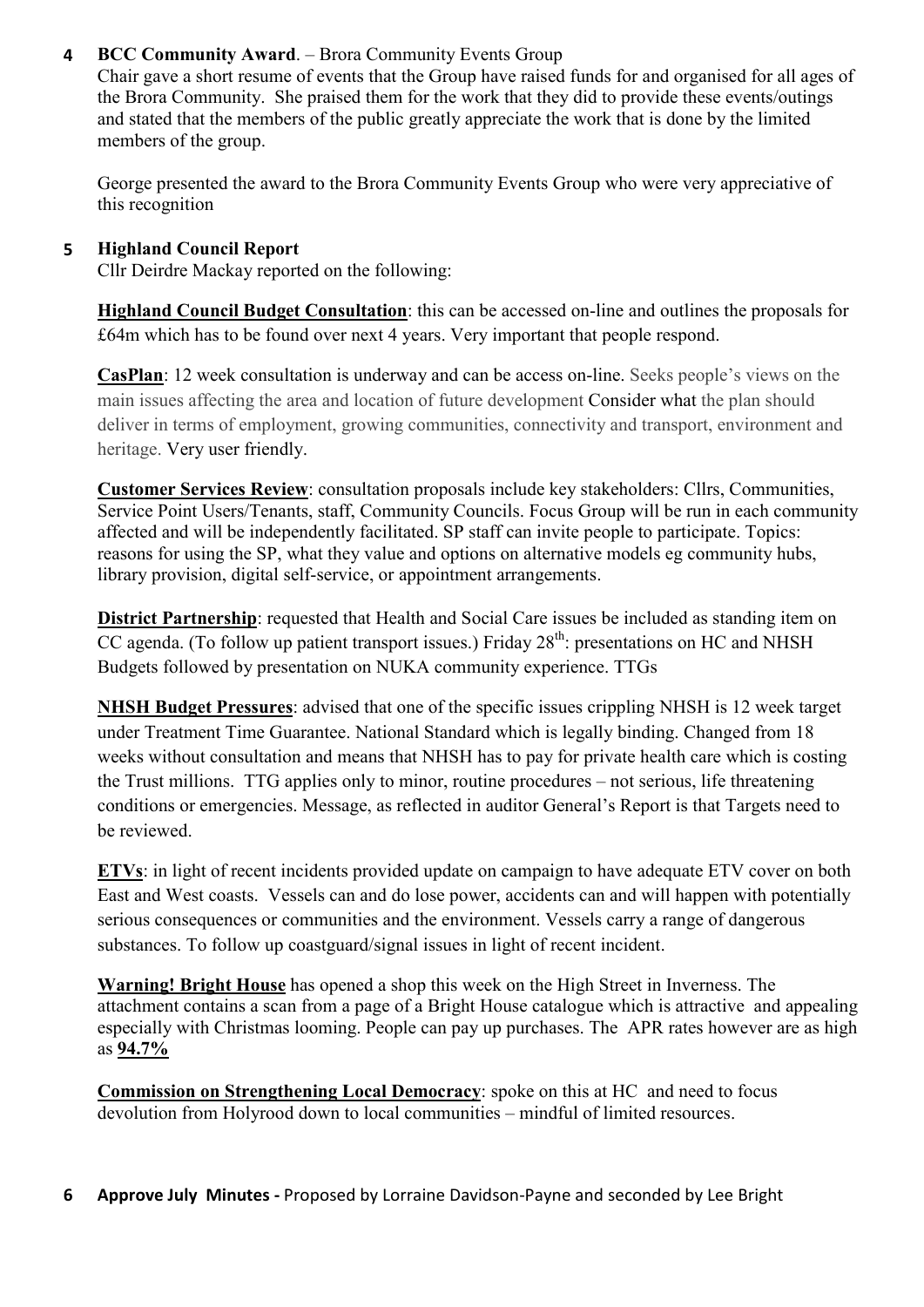**4 BCC Community Award**. – Brora Community Events Group

Chair gave a short resume of events that the Group have raised funds for and organised for all ages of the Brora Community. She praised them for the work that they did to provide these events/outings and stated that the members of the public greatly appreciate the work that is done by the limited members of the group.

George presented the award to the Brora Community Events Group who were very appreciative of this recognition

**5 Highland Council Report**

Cllr Deirdre Mackay reported on the following:

**Highland Council Budget Consultation**: this can be accessed on-line and outlines the proposals for £64m which has to be found over next 4 years. Very important that people respond.

**CasPlan**: 12 week consultation is underway and can be access on-line. Seeks people's views on the main issues affecting the area and location of future development Consider what the plan should deliver in terms of employment, growing communities, connectivity and transport, environment and heritage. Very user friendly.

**Customer Services Review**: consultation proposals include key stakeholders: Cllrs, Communities, Service Point Users/Tenants, staff, Community Councils. Focus Group will be run in each community affected and will be independently facilitated. SP staff can invite people to participate. Topics: reasons for using the SP, what they value and options on alternative models eg community hubs, library provision, digital self-service, or appointment arrangements.

**District Partnership**: requested that Health and Social Care issues be included as standing item on CC agenda. (To follow up patient transport issues.) Friday 28th: presentations on HC and NHSH Budgets followed by presentation on NUKA community experience. TTGs

**NHSH Budget Pressures**: advised that one of the specific issues crippling NHSH is 12 week target under Treatment Time Guarantee. National Standard which is legally binding. Changed from 18 weeks without consultation and means that NHSH has to pay for private health care which is costing the Trust millions. TTG applies only to minor, routine procedures – not serious, life threatening conditions or emergencies. Message, as reflected in auditor General's Report is that Targets need to be reviewed.

**ETVs**: in light of recent incidents provided update on campaign to have adequate ETV cover on both East and West coasts. Vessels can and do lose power, accidents can and will happen with potentially serious consequences or communities and the environment. Vessels carry a range of dangerous substances. To follow up coastguard/signal issues in light of recent incident.

**Warning! Bright House** has opened a shop this week on the High Street in Inverness. The attachment contains a scan from a page of a Bright House catalogue which is attractive and appealing especially with Christmas looming. People can pay up purchases. The APR rates however are as high as **94.7%**

**Commission on Strengthening Local Democracy**: spoke on this at HC and need to focus devolution from Holyrood down to local communities – mindful of limited resources.

**6 Approve July Minutes -** Proposed by Lorraine Davidson-Payne and seconded by Lee Bright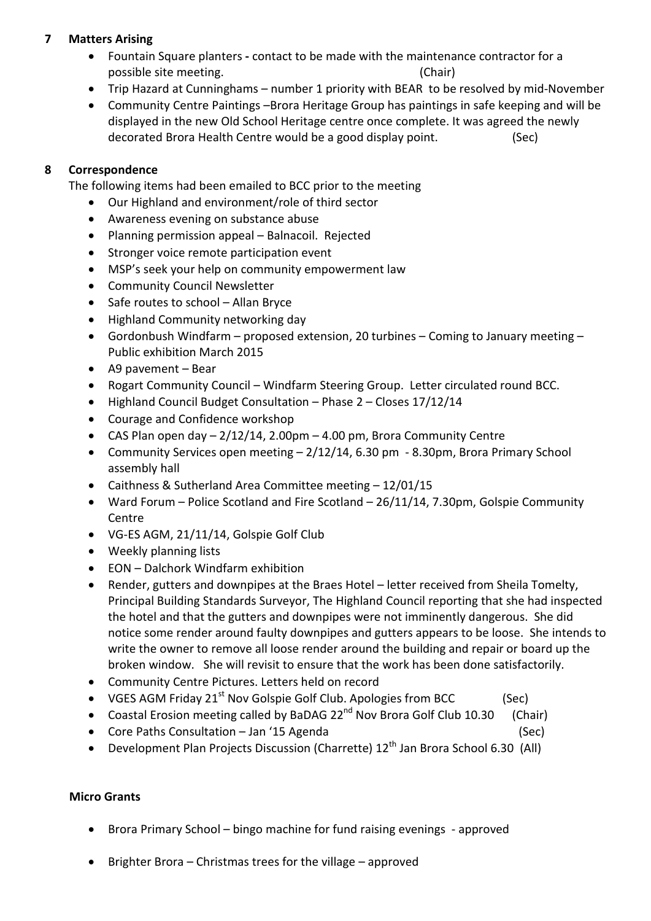## 7 Matters Arising

- Fountain Square planters **-** contact to be made with the maintenance contractor for a possible site meeting. (Chair)
- Trip Hazard at Cunninghams – number 1 priority with BEAR to be resolved by mid-November
- Community Centre Paintings –Brora Heritage Group has paintings in safe keeping and will be displayed in the new Old School Heritage centre once complete. It was agreed the newly decorated Brora Health Centre would be a good display point. (Sec)

## 8 Correspondence

The following items had been emailed to BCC prior to the meeting

- Our Highland and environment/role of third sector
- Awareness evening on substance abuse
- Planning permission appeal – Balnacoil. Rejected
- Stronger voice remote participation event
- MSP's seek your help on community empowerment law
- Community Council Newsletter
- Safe routes to school – Allan Bryce
- Highland Community networking day
- Gordonbush Windfarm – proposed extension, 20 turbines – Coming to January meeting – Public exhibition March 2015
- A9 pavement – Bear
- Rogart Community Council – Windfarm Steering Group. Letter circulated round BCC.
- Highland Council Budget Consultation – Phase 2 – Closes 17/12/14
- Courage and Confidence workshop
- CAS Plan open day – 2/12/14, 2.00pm – 4.00 pm, Brora Community Centre
- Community Services open meeting – 2/12/14, 6.30 pm - 8.30pm, Brora Primary School assembly hall
- Caithness & Sutherland Area Committee meeting – 12/01/15
- Ward Forum – Police Scotland and Fire Scotland – 26/11/14, 7.30pm, Golspie Community Centre
- VG-ES AGM, 21/11/14, Golspie Golf Club
- Weekly planning lists
- EON – Dalchork Windfarm exhibition
- Render, gutters and downpipes at the Braes Hotel – letter received from Sheila Tomelty, Principal Building Standards Surveyor, The Highland Council reporting that she had inspected the hotel and that the gutters and downpipes were not imminently dangerous. She did notice some render around faulty downpipes and gutters appears to be loose. She intends to write the owner to remove all loose render around the building and repair or board up the broken window. She will revisit to ensure that the work has been done satisfactorily.
- Community Centre Pictures. Letters held on record
- VGES AGM Friday 21st Nov Golspie Golf Club. Apologies from BCC (Sec)
- Coastal Erosion meeting called by BaDAG 22nd Nov Brora Golf Club 10.30 (Chair)
- Core Paths Consultation – Jan '15 Agenda (Sec)
- Development Plan Projects Discussion (Charrette) 12th Jan Brora School 6.30 (All)

**Micro Grants**

- Brora Primary School – bingo machine for fund raising evenings - approved
- Brighter Brora – Christmas trees for the village – approved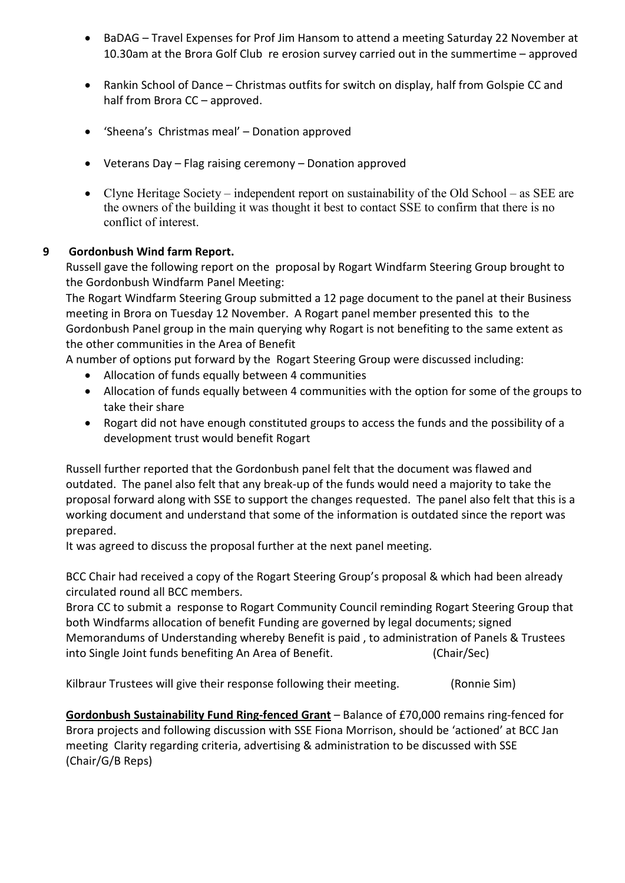- BaDAG – Travel Expenses for Prof Jim Hansom to attend a meeting Saturday 22 November at 10.30am at the Brora Golf Club re erosion survey carried out in the summertime – approved

- Rankin School of Dance – Christmas outfits for switch on display, half from Golspie CC and half from Brora CC – approved.

- 'Sheena's Christmas meal' – Donation approved

- Veterans Day – Flag raising ceremony – Donation approved

- Clyne Heritage Society – independent report on sustainability of the Old School – as SEE are the owners of the building it was thought it best to contact SSE to confirm that there is no conflict of interest.

## 9 Gordonbush Wind farm Report.

Russell gave the following report on the proposal by Rogart Windfarm Steering Group brought to the Gordonbush Windfarm Panel Meeting:

The Rogart Windfarm Steering Group submitted a 12 page document to the panel at their Business meeting in Brora on Tuesday 12 November. A Rogart panel member presented this to the Gordonbush Panel group in the main querying why Rogart is not benefiting to the same extent as the other communities in the Area of Benefit

A number of options put forward by the Rogart Steering Group were discussed including:

- Allocation of funds equally between 4 communities
- Allocation of funds equally between 4 communities with the option for some of the groups to take their share
- Rogart did not have enough constituted groups to access the funds and the possibility of a development trust would benefit Rogart

Russell further reported that the Gordonbush panel felt that the document was flawed and outdated. The panel also felt that any break-up of the funds would need a majority to take the proposal forward along with SSE to support the changes requested. The panel also felt that this is a working document and understand that some of the information is outdated since the report was prepared.

It was agreed to discuss the proposal further at the next panel meeting.

BCC Chair had received a copy of the Rogart Steering Group's proposal & which had been already circulated round all BCC members.

Brora CC to submit a response to Rogart Community Council reminding Rogart Steering Group that both Windfarms allocation of benefit Funding are governed by legal documents; signed Memorandums of Understanding whereby Benefit is paid , to administration of Panels & Trustees into Single Joint funds benefiting An Area of Benefit. (Chair/Sec)

Kilbraur Trustees will give their response following their meeting. (Ronnie Sim)

**Gordonbush Sustainability Fund Ring-fenced Grant** – Balance of £70,000 remains ring-fenced for Brora projects and following discussion with SSE Fiona Morrison, should be 'actioned' at BCC Jan meeting Clarity regarding criteria, advertising & administration to be discussed with SSE (Chair/G/B Reps)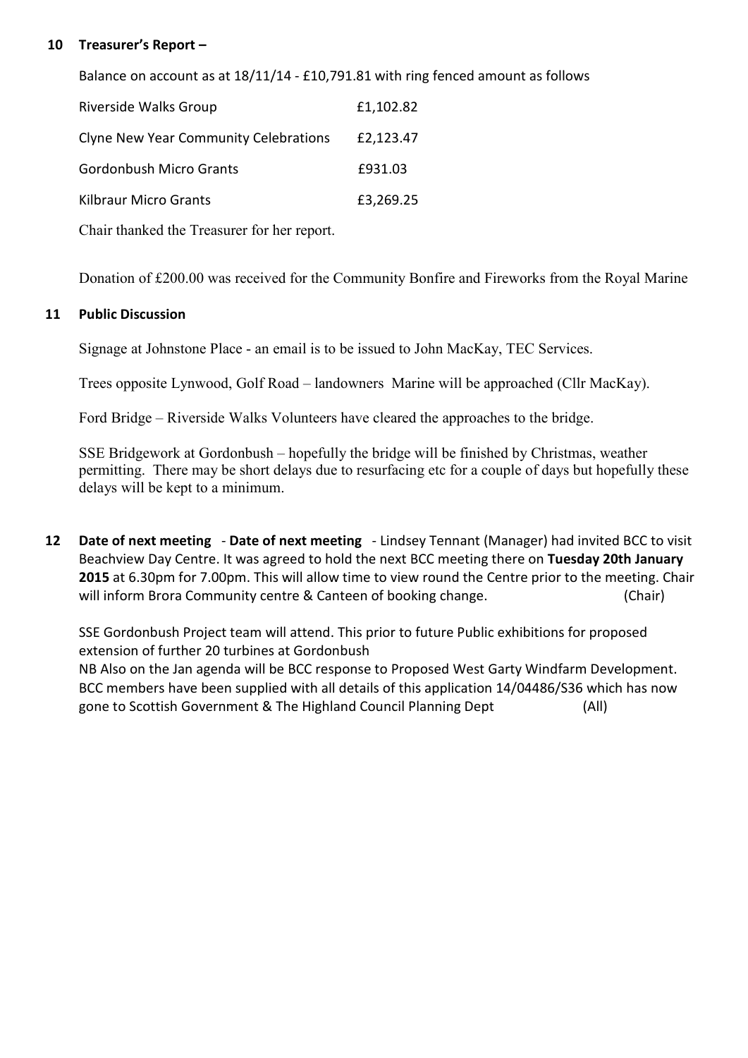## 10 Treasurer's Report –

Balance on account as at 18/11/14 - £10,791.81 with ring fenced amount as follows

| | |
|---|---|
| Riverside Walks Group | £1,102.82 |
| Clyne New Year Community Celebrations | £2,123.47 |
| Gordonbush Micro Grants | £931.03 |
| Kilbraur Micro Grants | £3,269.25 |

Chair thanked the Treasurer for her report.

Donation of £200.00 was received for the Community Bonfire and Fireworks from the Royal Marine

## 11 Public Discussion

Signage at Johnstone Place - an email is to be issued to John MacKay, TEC Services.

Trees opposite Lynwood, Golf Road – landowners Marine will be approached (Cllr MacKay).

Ford Bridge – Riverside Walks Volunteers have cleared the approaches to the bridge.

SSE Bridgework at Gordonbush – hopefully the bridge will be finished by Christmas, weather permitting. There may be short delays due to resurfacing etc for a couple of days but hopefully these delays will be kept to a minimum.

## 12 Date of next meeting

**Date of next meeting** - Lindsey Tennant (Manager) had invited BCC to visit Beachview Day Centre. It was agreed to hold the next BCC meeting there on **Tuesday 20th January 2015** at 6.30pm for 7.00pm. This will allow time to view round the Centre prior to the meeting. Chair will inform Brora Community centre & Canteen of booking change. (Chair)

SSE Gordonbush Project team will attend. This prior to future Public exhibitions for proposed extension of further 20 turbines at Gordonbush

NB Also on the Jan agenda will be BCC response to Proposed West Garty Windfarm Development. BCC members have been supplied with all details of this application 14/04486/S36 which has now gone to Scottish Government & The Highland Council Planning Dept (All)